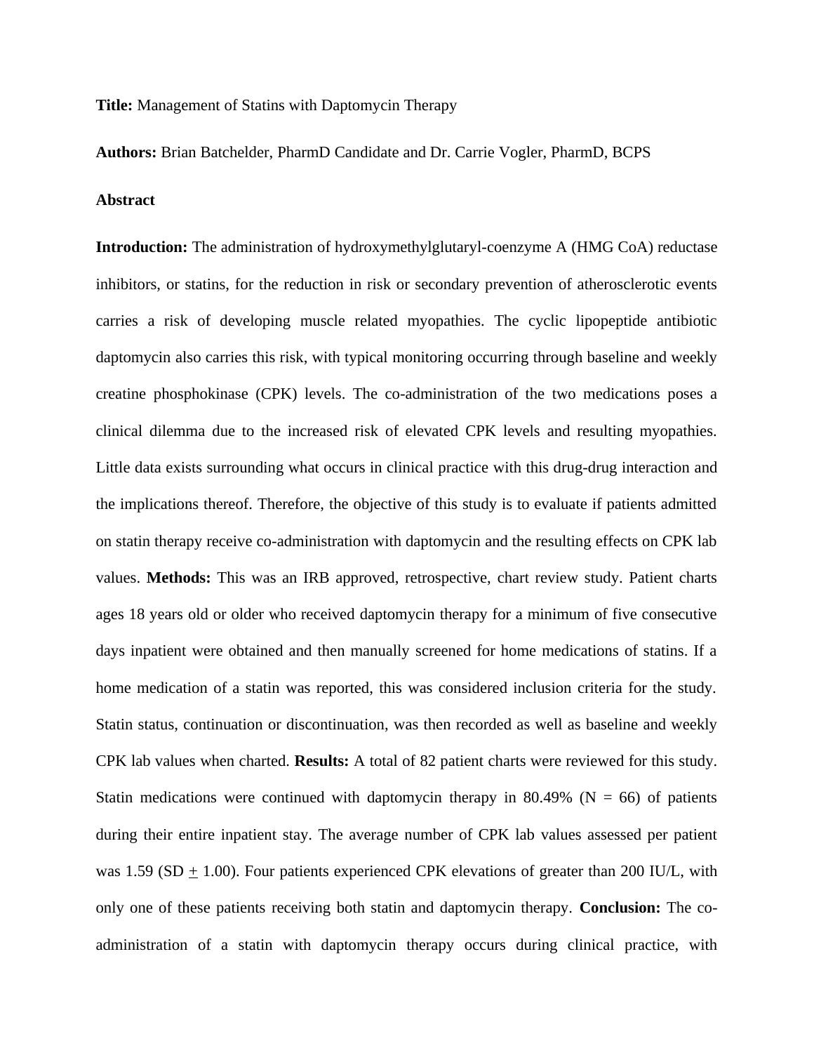**Title:** Management of Statins with Daptomycin Therapy

**Authors:** Brian Batchelder, PharmD Candidate and Dr. Carrie Vogler, PharmD, BCPS

**Abstract**

**Introduction:** The administration of hydroxymethylglutaryl-coenzyme A (HMG CoA) reductase inhibitors, or statins, for the reduction in risk or secondary prevention of atherosclerotic events carries a risk of developing muscle related myopathies. The cyclic lipopeptide antibiotic daptomycin also carries this risk, with typical monitoring occurring through baseline and weekly creatine phosphokinase (CPK) levels. The co-administration of the two medications poses a clinical dilemma due to the increased risk of elevated CPK levels and resulting myopathies. Little data exists surrounding what occurs in clinical practice with this drug-drug interaction and the implications thereof. Therefore, the objective of this study is to evaluate if patients admitted on statin therapy receive co-administration with daptomycin and the resulting effects on CPK lab values. **Methods:** This was an IRB approved, retrospective, chart review study. Patient charts ages 18 years old or older who received daptomycin therapy for a minimum of five consecutive days inpatient were obtained and then manually screened for home medications of statins. If a home medication of a statin was reported, this was considered inclusion criteria for the study. Statin status, continuation or discontinuation, was then recorded as well as baseline and weekly CPK lab values when charted. **Results:** A total of 82 patient charts were reviewed for this study. Statin medications were continued with daptomycin therapy in 80.49% (N = 66) of patients during their entire inpatient stay. The average number of CPK lab values assessed per patient was 1.59 (SD $\pm$ 1.00). Four patients experienced CPK elevations of greater than 200 IU/L, with only one of these patients receiving both statin and daptomycin therapy. **Conclusion:** The co-administration of a statin with daptomycin therapy occurs during clinical practice, with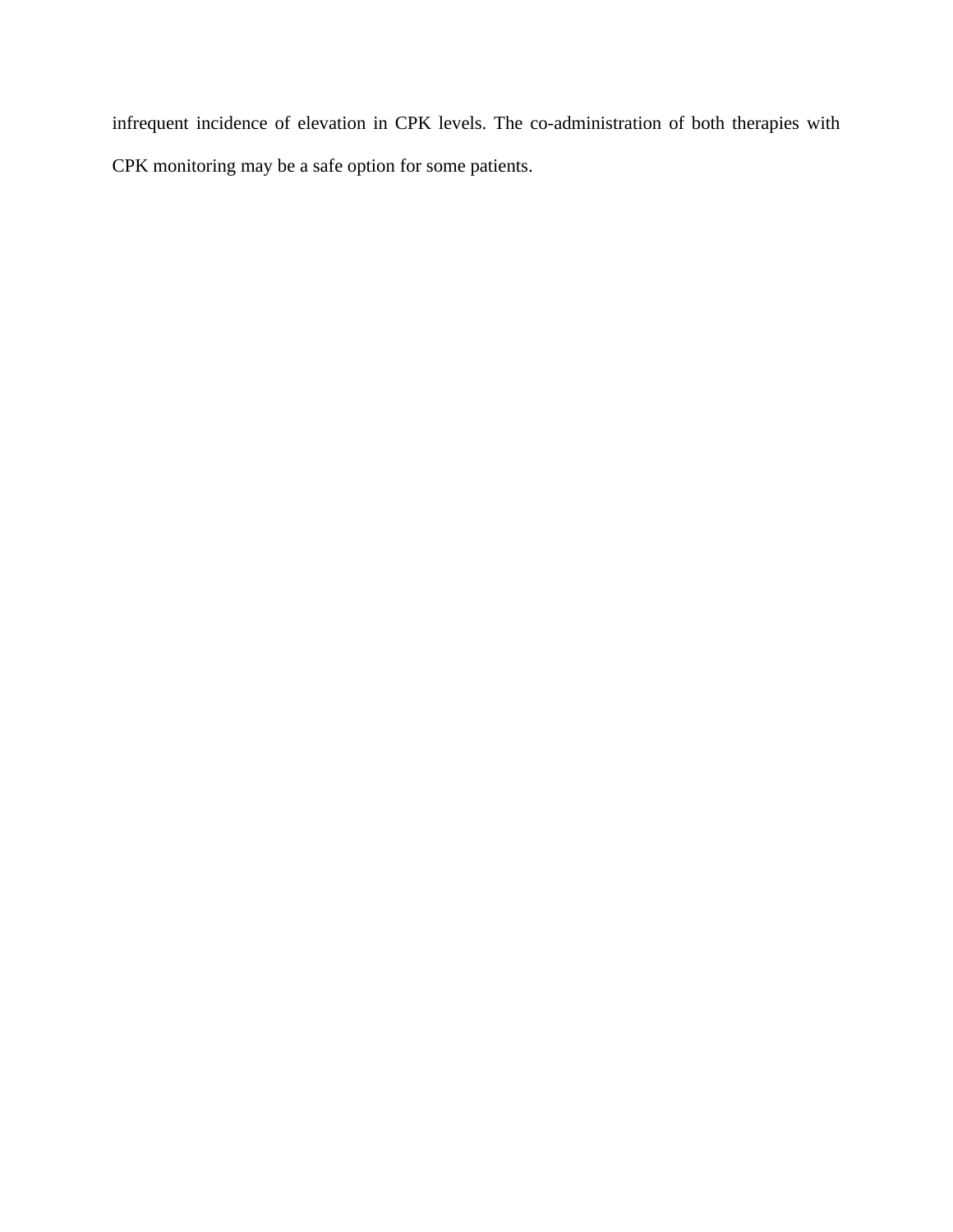infrequent incidence of elevation in CPK levels. The co-administration of both therapies with CPK monitoring may be a safe option for some patients.